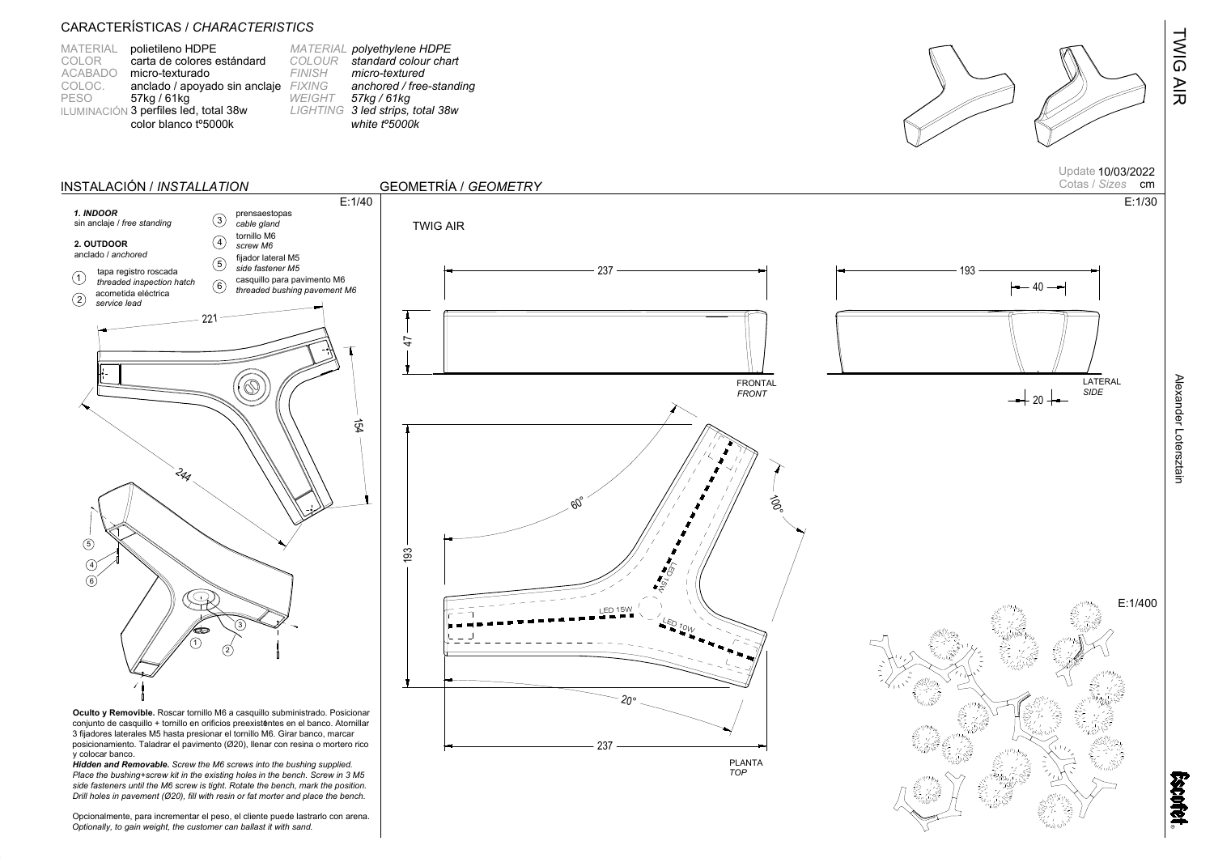# TWIG AIR

## CARACTERÍSTICAS / *CHARACTERISTICS*

| | | | |
|---|---|---|---|
| MATERIAL | polietileno HDPE | *MATERIAL* | *polyethylene HDPE* |
| COLOR | carta de colores estándard | *COLOUR* | *standard colour chart* |
| ACABADO | micro-texturado | *FINISH* | *micro-textured* |
| COLOC. | anclado / apoyado sin anclaje | *FIXING* | *anchored / free-standing* |
| PESO | 57kg / 61kg | *WEIGHT* | *57kg / 61kg* |
| ILUMINACIÓN | 3 perfiles led, total 38w color blanco tº5000k | *LIGHTING* | *3 led strips, total 38w white tº5000k* |

Update 10/03/2022
Cotas / *Sizes* cm

## INSTALACIÓN / *INSTALLATION*

E:1/40

**1. INDOOR**
sin anclaje / *free standing*

**2. OUTDOOR**
anclado / *anchored*

1. tapa registro roscada / *threaded inspection hatch*
2. acometida eléctrica / *service lead*
3. prensaestopas / *cable gland*
4. tornillo M6 / *screw M6*
5. fijador lateral M5 / *side fastener M5*
6. casquillo para pavimento M6 / *threaded bushing pavement M6*

221 · 154 · 244

**Oculto y Removible.** Roscar tornillo M6 a casquillo subministrado. Posicionar conjunto de casquillo + tornillo en orificios preexistentes en el banco. Atornillar 3 fijadores laterales M5 hasta presionar el tornillo M6. Girar banco, marcar posicionamiento. Taladrar el pavimento (Ø20), llenar con resina o mortero rico y colocar banco.

***Hidden and Removable.*** *Screw the M6 screws into the bushing supplied. Place the bushing+screw kit in the existing holes in the bench. Screw in 3 M5 side fasteners until the M6 screw is tight. Rotate the bench, mark the position. Drill holes in pavement (Ø20), fill with resin or fat morter and place the bench.*

Opcionalmente, para incrementar el peso, el cliente puede lastrarlo con arena.
*Optionally, to gain weight, the customer can ballast it with sand.*

## GEOMETRÍA / *GEOMETRY*

E:1/30

TWIG AIR

FRONTAL / *FRONT*: 237 · 47

LATERAL / *SIDE*: 193 · 40 · 20

PLANTA / *TOP*: 237 · 193 · 60° · 100° · 20° · LED 15W · LED 15W · LED 10W

E:1/400

Alexander Lotersztain

escofet®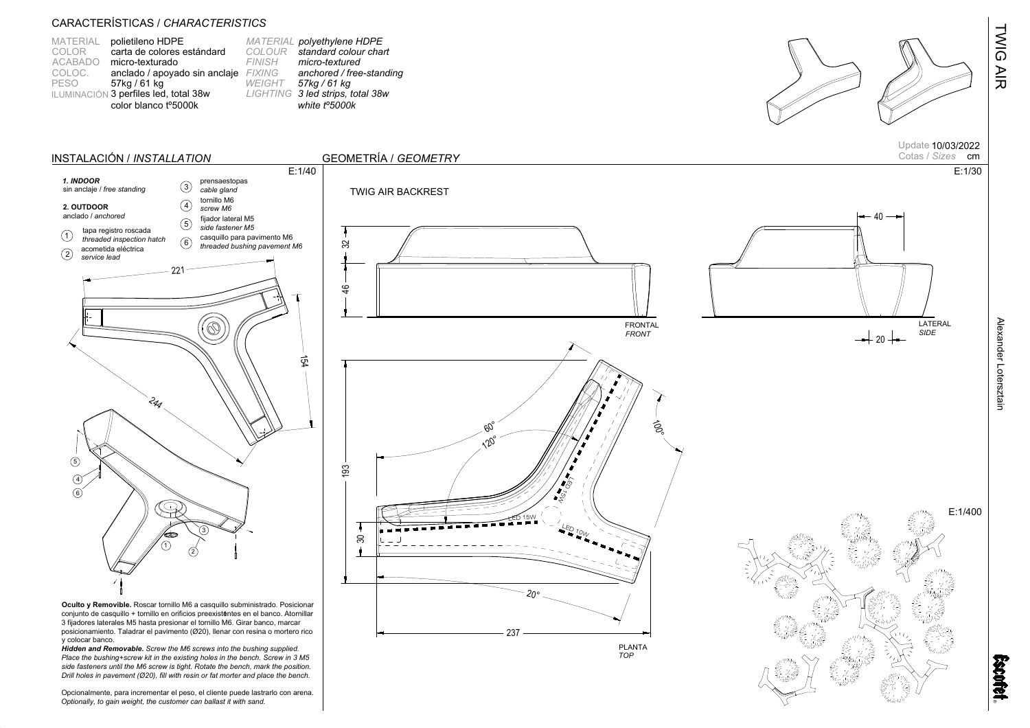# TWIG AIR

Alexander Lotersztain

## CARACTERÍSTICAS / *CHARACTERISTICS*

| | | | |
|---|---|---|---|
| MATERIAL | polietileno HDPE | *MATERIAL* | *polyethylene HDPE* |
| COLOR | carta de colores estándard | *COLOUR* | *standard colour chart* |
| ACABADO | micro-texturado | *FINISH* | *micro-textured* |
| COLOC. | anclado / apoyado sin anclaje | *FIXING* | *anchored / free-standing* |
| PESO | 57kg / 61 kg | *WEIGHT* | *57kg / 61 kg* |
| ILUMINACIÓN | 3 perfiles led, total 38w<br>color blanco tº5000k | *LIGHTING* | *3 led strips, total 38w*<br>*white tº5000k* |

Update 10/03/2022
Cotas / *Sizes* cm

## INSTALACIÓN / *INSTALLATION*

E:1/40

**1. INDOOR**
sin anclaje / *free standing*

**2. OUTDOOR**
anclado / *anchored*

1. tapa registro roscada / *threaded inspection hatch*
2. acometida eléctrica / *service lead*
3. prensaestopas / *cable gland*
4. tornillo M6 / *screw M6*
5. fijador lateral M5 / *side fastener M5*
6. casquillo para pavimento M6 / *threaded bushing pavement M6*

221
154
244

**Oculto y Removible.** Roscar tornillo M6 a casquillo subministrado. Posicionar conjunto de casquillo + tornillo en orificios preexistentes en el banco. Atornillar 3 fijadores laterales M5 hasta presionar el tornillo M6. Girar banco, marcar posicionamiento. Taladrar el pavimento (Ø20), llenar con resina o mortero rico y colocar banco.

***Hidden and Removable.*** *Screw the M6 screws into the bushing supplied. Place the bushing+screw kit in the existing holes in the bench. Screw in 3 M5 side fasteners until the M6 screw is tight. Rotate the bench, mark the position. Drill holes in pavement (Ø20), fill with resin or fat morter and place the bench.*

Opcionalmente, para incrementar el peso, el cliente puede lastrarlo con arena.
*Optionally, to gain weight, the customer can ballast it with sand.*

## GEOMETRÍA / *GEOMETRY*

E:1/30

TWIG AIR BACKREST

32
46
FRONTAL
*FRONT*

40
20
LATERAL
*SIDE*

60°
120°
100°
193
30
20°
237
LED 15W
LED 15W
LED 10W
PLANTA
*TOP*

E:1/400